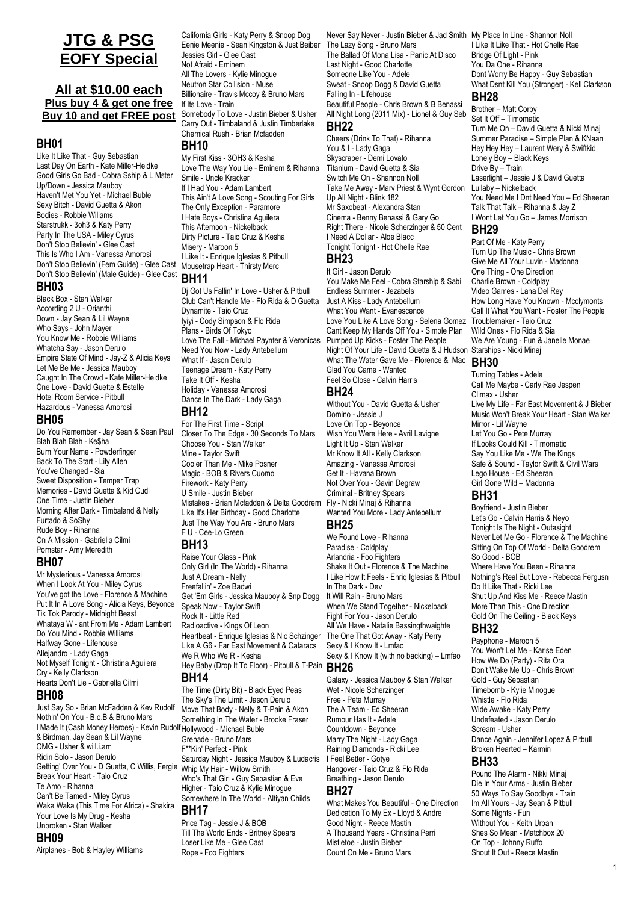# JTG & PSG EOFY Special

## All at $10.00 each
**Plus buy 4 & get one free**
**Buy 10 and get FREE post**

## BH01

Like It Like That - Guy Sebastian
Last Day On Earth - Kate Miller-Heidke
Good Girls Go Bad - Cobra Sship & L Mster
Up/Down - Jessica Mauboy
Haven't Met You Yet - Michael Buble
Sexy Bitch - David Guetta & Akon
Bodies - Robbie Wiliams
Starstrukk - 3oh3 & Katy Perry
Party In The USA - Miley Cyrus
Don't Stop Believin' - Glee Cast
This Is Who I Am - Vanessa Amorosi
Don't Stop Believin' (Fem Guide) - Glee Cast
Don't Stop Believin' (Male Guide) - Glee Cast

## BH03

Black Box - Stan Walker
According 2 U - Orianthi
Down - Jay Sean & Lil Wayne
Who Says - John Mayer
You Know Me - Robbie Williams
Whatcha Say - Jason Derulo
Empire State Of Mind - Jay-Z & Alicia Keys
Let Me Be Me - Jessica Mauboy
Caught In The Crowd - Kate Miller-Heidke
One Love - David Guette & Estelle
Hotel Room Service - Pitbull
Hazardous - Vanessa Amorosi

## BH05

Do You Remember - Jay Sean & Sean Paul
Blah Blah Blah - Ke$ha
Burn Your Name - Powderfinger
Back To The Start - Lily Allen
You've Changed - Sia
Sweet Disposition - Temper Trap
Memories - David Guetta & Kid Cudi
One Time - Justin Bieber
Morning After Dark - Timbaland & Nelly Furtado & SoShy
Rude Boy - Rihanna
On A Mission - Gabriella Cilmi
Pornstar - Amy Meredith

## BH07

Mr Mysterious - Vanessa Amorosi
When I Look At You - Miley Cyrus
You've got the Love - Florence & Machine
Put It In A Love Song - Alicia Keys, Beyonce
Tik Tok Parody - Midnight Beast
Whataya W - ant From Me - Adam Lambert
Do You Mind - Robbie Williams
Halfway Gone - Lifehouse
Allejandro - Lady Gaga
Not Myself Tonight - Christina Aguilera
Cry - Kelly Clarkson
Hearts Don't Lie - Gabriella Cilmi

## BH08

Just Say So - Brian McFadden & Kev Rudolf
Nothin' On You - B.o.B & Bruno Mars
I Made It (Cash Money Heroes) - Kevin Rudolf & Birdman, Jay Sean & Lil Wayne
OMG - Usher & will.i.am
Ridin Solo - Jason Derulo
Getting' Over You - D Guetta, C Willis, Fergie
Break Your Heart - Taio Cruz
Te Amo - Rihanna
Can't Be Tamed - Miley Cyrus
Waka Waka (This Time For Africa) - Shakira
Your Love Is My Drug - Kesha
Unbroken - Stan Walker

## BH09

Airplanes - Bob & Hayley Williams
California Girls - Katy Perry & Snoop Dog
Eenie Meenie - Sean Kingston & Just Beiber
Jessies Girl - Glee Cast
Not Afraid - Eminem
All The Lovers - Kylie Minogue
Neutron Star Collision - Muse
Billionaire - Travis Mccoy & Bruno Mars
If Its Love - Train
Somebody To Love - Justin Bieber & Usher
Carry Out - Timbaland & Justin Timberlake
Chemical Rush - Brian Mcfadden

## BH10

My First Kiss - 3OH3 & Kesha
Love The Way You Lie - Eminem & Rihanna
Smile - Uncle Kracker
If I Had You - Adam Lambert
This Ain't A Love Song - Scouting For Girls
The Only Exception - Paramore
I Hate Boys - Christina Aguilera
This Afternoon - Nickelback
Dirty Picture - Taio Cruz & Kesha
Misery - Maroon 5
I Like It - Enrique Iglesias & Pitbull
Mousetrap Heart - Thirsty Merc

## BH11

Dj Got Us Fallin' In Love - Usher & Pitbull
Club Can't Handle Me - Flo Rida & D Guetta
Dynamite - Taio Cruz
Iyiyi - Cody Simpson & Flo Rida
Plans - Birds Of Tokyo
Love The Fall - Michael Paynter & Veronicas
Need You Now - Lady Antebellum
What If - Jason Derulo
Teenage Dream - Katy Perry
Take It Off - Kesha
Holiday - Vanessa Amorosi
Dance In The Dark - Lady Gaga

## BH12

For The First Time - Script
Closer To The Edge - 30 Seconds To Mars
Choose You - Stan Walker
Mine - Taylor Swift
Cooler Than Me - Mike Posner
Magic - BOB & Rivers Cuomo
Firework - Katy Perry
U Smile - Justin Bieber
Mistakes - Brian Mcfadden & Delta Goodrem
Like It's Her Birthday - Good Charlotte
Just The Way You Are - Bruno Mars
F U - Cee-Lo Green

## BH13

Raise Your Glass - Pink
Only Girl (In The World) - Rihanna
Just A Dream - Nelly
Freefallin' - Zoe Badwi
Get 'Em Girls - Jessica Mauboy & Snp Dogg
Speak Now - Taylor Swift
Rock It - Little Red
Radioactive - Kings Of Leon
Heartbeat - Enrique Iglesias & Nic Schzinger
Like A G6 - Far East Movement & Cataracs
We R Who We R - Kesha
Hey Baby (Drop It To Floor) - Pitbull & T-Pain

## BH14

The Time (Dirty Bit) - Black Eyed Peas
The Sky's The Limit - Jason Derulo
Move That Body - Nelly & T-Pain & Akon
Something In The Water - Brooke Fraser
Hollywood - Michael Buble
Grenade - Bruno Mars
F**Kin' Perfect - Pink
Saturday Night - Jessica Mauboy & Ludacris
Whip My Hair - Willow Smith
Who's That Girl - Guy Sebastian & Eve
Higher - Taio Cruz & Kylie Minogue
Somewhere In The World - Altiyan Childs

## BH17

Price Tag - Jessie J & BOB
Till The World Ends - Britney Spears
Loser Like Me - Glee Cast
Rope - Foo Fighters
Never Say Never - Justin Bieber & Jad Smith
The Lazy Song - Bruno Mars
The Ballad Of Mona Lisa - Panic At Disco
Last Night - Good Charlotte
Someone Like You - Adele
Sweat - Snoop Dogg & David Guetta
Falling In - Lifehouse
Beautiful People - Chris Brown & B Benassi
All Night Long (2011 Mix) - Lionel & Guy Seb

## BH22

Cheers (Drink To That) - Rihanna
You & I - Lady Gaga
Skyscraper - Demi Lovato
Titanium - David Guetta & Sia
Switch Me On - Shannon Noll
Take Me Away - Marv Priest & Wynt Gordon
Up All Night - Blink 182
Mr Saxobeat - Alexandra Stan
Cinema - Benny Benassi & Gary Go
Right There - Nicole Scherzinger & 50 Cent
I Need A Dollar - Aloe Blacc
Tonight Tonight - Hot Chelle Rae

## BH23

It Girl - Jason Derulo
You Make Me Feel - Cobra Starship & Sabi
Endless Summer - Jezabels
Just A Kiss - Lady Antebellum
What You Want - Evanescence
Love You Like A Love Song - Selena Gomez
Cant Keep My Hands Off You - Simple Plan
Pumped Up Kicks - Foster The People
Night Of Your Life - David Guetta & J Hudson
What The Water Gave Me - Florence & Mac
Glad You Came - Wanted
Feel So Close - Calvin Harris

## BH24

Without You - David Guetta & Usher
Domino - Jessie J
Love On Top - Beyonce
Wish You Were Here - Avril Lavigne
Light It Up - Stan Walker
Mr Know It All - Kelly Clarkson
Amazing - Vanessa Amorosi
Get It - Havana Brown
Not Over You - Gavin Degraw
Criminal - Britney Spears
Fly - Nicki Minaj & Rihanna
Wanted You More - Lady Antebellum

## BH25

We Found Love - Rihanna
Paradise - Coldplay
Arlandria - Foo Fighters
Shake It Out - Florence & The Machine
I Like How It Feels - Enriq Iglesias & Pitbull
In The Dark - Dev
It Will Rain - Bruno Mars
When We Stand Together - Nickelback
Fight For You - Jason Derulo
All We Have - Natalie Bassingthwaighte
The One That Got Away - Katy Perry
Sexy & I Know It - Lmfao
Sexy & I Know It (with no backing) – Lmfao

## BH26

Galaxy - Jessica Mauboy & Stan Walker
Wet - Nicole Scherzinger
Free - Pete Murray
The A Team - Ed Sheeran
Rumour Has It - Adele
Countdown - Beyonce
Marry The Night - Lady Gaga
Raining Diamonds - Ricki Lee
I Feel Better - Gotye
Hangover - Taio Cruz & Flo Rida
Breathing - Jason Derulo

## BH27

What Makes You Beautiful - One Direction
Dedication To My Ex - Lloyd & Andre
Good Night - Reece Mastin
A Thousand Years - Christina Perri
Mistletoe - Justin Bieber
Count On Me - Bruno Mars
My Place In Line - Shannon Noll
I Like It Like That - Hot Chelle Rae
Bridge Of Light - Pink
You Da One - Rihanna
Dont Worry Be Happy - Guy Sebastian
What Dsnt Kill You (Stronger) - Kell Clarkson

## BH28

Brother – Matt Corby
Set It Off – Timomatic
Turn Me On – David Guetta & Nicki Minaj
Summer Paradise – Simple Plan & KNaan
Hey Hey Hey – Laurent Wery & Swiftkid
Lonely Boy – Black Keys
Drive By – Train
Laserlight – Jessie J & David Guetta
Lullaby – Nickelback
You Need Me I Dnt Need You – Ed Sheeran
Talk That Talk – Rihanna & Jay Z
I Wont Let You Go – James Morrison

## BH29

Part Of Me - Katy Perry
Turn Up The Music - Chris Brown
Give Me All Your Luvin - Madonna
One Thing - One Direction
Charlie Brown - Coldplay
Video Games - Lana Del Rey
How Long Have You Known - Mcclymonts
Call It What You Want - Foster The People
Troublemaker - Taio Cruz
Wild Ones - Flo Rida & Sia
We Are Young - Fun & Janelle Monae
Starships - Nicki Minaj

## BH30

Turning Tables - Adele
Call Me Maybe - Carly Rae Jespen
Climax - Usher
Live My Life - Far East Movement & J Bieber
Music Won't Break Your Heart - Stan Walker
Mirror - Lil Wayne
Let You Go - Pete Murray
If Looks Could Kill - Timomatic
Say You Like Me - We The Kings
Safe & Sound - Taylor Swift & Civil Wars
Lego House - Ed Sheeran
Girl Gone Wild – Madonna

## BH31

Boyfriend - Justin Bieber
Let's Go - Calvin Harris & Neyo
Tonight Is The Night - Outasight
Never Let Me Go - Florence & The Machine
Sitting On Top Of World - Delta Goodrem
So Good - BOB
Where Have You Been - Rihanna
Nothing's Real But Love - Rebecca Fergusn
Do It Like That - Ricki Lee
Shut Up And Kiss Me - Reece Mastin
More Than This - One Direction
Gold On The Ceiling - Black Keys

## BH32

Payphone - Maroon 5
You Won't Let Me - Karise Eden
How We Do (Party) - Rita Ora
Don't Wake Me Up - Chris Brown
Gold - Guy Sebastian
Timebomb - Kylie Minogue
Whistle - Flo Rida
Wide Awake - Katy Perry
Undefeated - Jason Derulo
Scream - Usher
Dance Again - Jennifer Lopez & Pitbull
Broken Hearted – Karmin

## BH33

Pound The Alarm - Nikki Minaj
Die In Your Arms - Justin Bieber
50 Ways To Say Goodbye - Train
Im All Yours - Jay Sean & Pitbull
Some Nights - Fun
Without You - Keith Urban
Shes So Mean - Matchbox 20
On Top - Johnny Ruffo
Shout It Out - Reece Mastin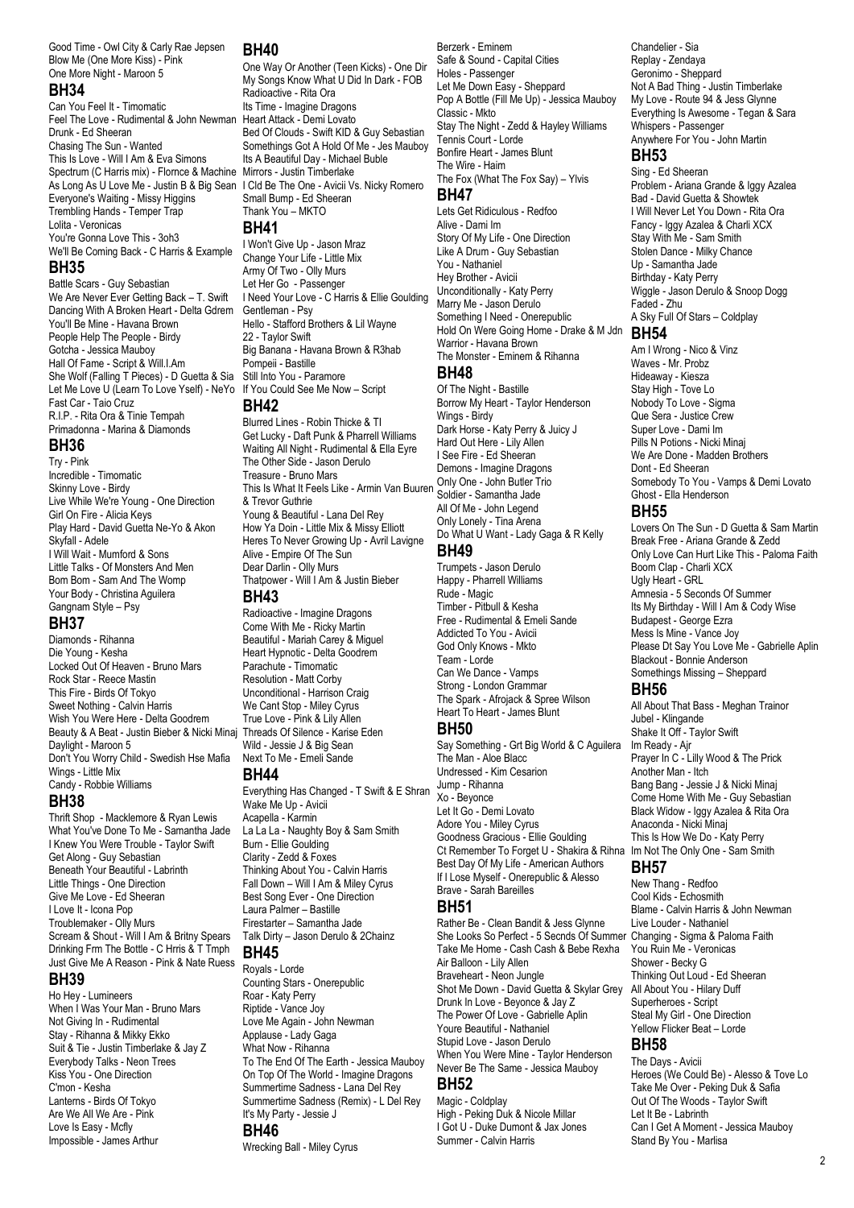Good Time - Owl City & Carly Rae Jepsen
Blow Me (One More Kiss) - Pink
One More Night - Maroon 5

## BH34

Can You Feel It - Timomatic
Feel The Love - Rudimental & John Newman
Drunk - Ed Sheeran
Chasing The Sun - Wanted
This Is Love - Will I Am & Eva Simons
Spectrum (C Harris mix) - Flornce & Machine
As Long As U Love Me - Justin B & Big Sean
Everyone's Waiting - Missy Higgins
Trembling Hands - Temper Trap
Lolita - Veronicas
You're Gonna Love This - 3oh3
We'll Be Coming Back - C Harris & Example

## BH35

Battle Scars - Guy Sebastian
We Are Never Ever Getting Back – T. Swift
Dancing With A Broken Heart - Delta Gdrem
You'll Be Mine - Havana Brown
People Help The People - Birdy
Gotcha - Jessica Mauboy
Hall Of Fame - Script & Will.I.Am
She Wolf (Falling T Pieces) - D Guetta & Sia
Let Me Love U (Learn To Love Yself) - NeYo
Fast Car - Taio Cruz
R.I.P. - Rita Ora & Tinie Tempah
Primadonna - Marina & Diamonds

## BH36

Try - Pink
Incredible - Timomatic
Skinny Love - Birdy
Live While We're Young - One Direction
Girl On Fire - Alicia Keys
Play Hard - David Guetta Ne-Yo & Akon
Skyfall - Adele
I Will Wait - Mumford & Sons
Little Talks - Of Monsters And Men
Bom Bom - Sam And The Womp
Your Body - Christina Aguilera
Gangnam Style – Psy

## BH37

Diamonds - Rihanna
Die Young - Kesha
Locked Out Of Heaven - Bruno Mars
Rock Star - Reece Mastin
This Fire - Birds Of Tokyo
Sweet Nothing - Calvin Harris
Wish You Were Here - Delta Goodrem
Beauty & A Beat - Justin Bieber & Nicki Minaj
Daylight - Maroon 5
Don't You Worry Child - Swedish Hse Mafia
Wings - Little Mix
Candy - Robbie Williams

## BH38

Thrift Shop - Macklemore & Ryan Lewis
What You've Done To Me - Samantha Jade
I Knew You Were Trouble - Taylor Swift
Get Along - Guy Sebastian
Beneath Your Beautiful - Labrinth
Little Things - One Direction
Give Me Love - Ed Sheeran
I Love It - Icona Pop
Troublemaker - Olly Murs
Scream & Shout - Will I Am & Britny Spears
Drinking Frm The Bottle - C Hrris & T Tmph
Just Give Me A Reason - Pink & Nate Ruess

## BH39

Ho Hey - Lumineers
When I Was Your Man - Bruno Mars
Not Giving In - Rudimental
Stay - Rihanna & Mikky Ekko
Suit & Tie - Justin Timberlake & Jay Z
Everybody Talks - Neon Trees
Kiss You - One Direction
C'mon - Kesha
Lanterns - Birds Of Tokyo
Are We All We Are - Pink
Love Is Easy - Mcfly
Impossible - James Arthur

## BH40

One Way Or Another (Teen Kicks) - One Dir
My Songs Know What U Did In Dark - FOB
Radioactive - Rita Ora
Its Time - Imagine Dragons
Heart Attack - Demi Lovato
Bed Of Clouds - Swift KID & Guy Sebastian
Somethings Got A Hold Of Me - Jes Mauboy
Its A Beautiful Day - Michael Buble
Mirrors - Justin Timberlake
I Cld Be The One - Avicii Vs. Nicky Romero
Small Bump - Ed Sheeran
Thank You – MKTO

## BH41

I Won't Give Up - Jason Mraz
Change Your Life - Little Mix
Army Of Two - Olly Murs
Let Her Go - Passenger
I Need Your Love - C Harris & Ellie Goulding
Gentleman - Psy
Hello - Stafford Brothers & Lil Wayne
22 - Taylor Swift
Big Banana - Havana Brown & R3hab
Pompeii - Bastille
Still Into You - Paramore
If You Could See Me Now – Script

## BH42

Blurred Lines - Robin Thicke & TI
Get Lucky - Daft Punk & Pharrell Williams
Waiting All Night - Rudimental & Ella Eyre
The Other Side - Jason Derulo
Treasure - Bruno Mars
This Is What It Feels Like - Armin Van Buuren & Trevor Guthrie
Young & Beautiful - Lana Del Rey
How Ya Doin - Little Mix & Missy Elliott
Heres To Never Growing Up - Avril Lavigne
Alive - Empire Of The Sun
Dear Darlin - Olly Murs
Thatpower - Will I Am & Justin Bieber

## BH43

Radioactive - Imagine Dragons
Come With Me - Ricky Martin
Beautiful - Mariah Carey & Miguel
Heart Hypnotic - Delta Goodrem
Parachute - Timomatic
Resolution - Matt Corby
Unconditional - Harrison Craig
We Cant Stop - Miley Cyrus
True Love - Pink & Lily Allen
Threads Of Silence - Karise Eden
Wild - Jessie J & Big Sean
Next To Me - Emeli Sande

## BH44

Everything Has Changed - T Swift & E Shran
Wake Me Up - Avicii
Acapella - Karmin
La La La - Naughty Boy & Sam Smith
Burn - Ellie Goulding
Clarity - Zedd & Foxes
Thinking About You - Calvin Harris
Fall Down – Will I Am & Miley Cyrus
Best Song Ever - One Direction
Laura Palmer – Bastille
Firestarter – Samantha Jade
Talk Dirty – Jason Derulo & 2Chainz

## BH45

Royals - Lorde
Counting Stars - Onerepublic
Roar - Katy Perry
Riptide - Vance Joy
Love Me Again - John Newman
Applause - Lady Gaga
What Now - Rihanna
To The End Of The Earth - Jessica Mauboy
On Top Of The World - Imagine Dragons
Summertime Sadness - Lana Del Rey
Summertime Sadness (Remix) - L Del Rey
It's My Party - Jessie J

## BH46

Wrecking Ball - Miley Cyrus
Berzerk - Eminem
Safe & Sound - Capital Cities
Holes - Passenger
Let Me Down Easy - Sheppard
Pop A Bottle (Fill Me Up) - Jessica Mauboy
Classic - Mkto
Stay The Night - Zedd & Hayley Williams
Tennis Court - Lorde
Bonfire Heart - James Blunt
The Wire - Haim
The Fox (What The Fox Say) – Ylvis

## BH47

Lets Get Ridiculous - Redfoo
Alive - Dami Im
Story Of My Life - One Direction
Like A Drum - Guy Sebastian
You - Nathaniel
Hey Brother - Avicii
Unconditionally - Katy Perry
Marry Me - Jason Derulo
Something I Need - Onerepublic
Hold On Were Going Home - Drake & M Jdn
Warrior - Havana Brown
The Monster - Eminem & Rihanna

## BH48

Of The Night - Bastille
Borrow My Heart - Taylor Henderson
Wings - Birdy
Dark Horse - Katy Perry & Juicy J
Hard Out Here - Lily Allen
I See Fire - Ed Sheeran
Demons - Imagine Dragons
Only One - John Butler Trio
Soldier - Samantha Jade
All Of Me - John Legend
Only Lonely - Tina Arena
Do What U Want - Lady Gaga & R Kelly

## BH49

Trumpets - Jason Derulo
Happy - Pharrell Williams
Rude - Magic
Timber - Pitbull & Kesha
Free - Rudimental & Emeli Sande
Addicted To You - Avicii
God Only Knows - Mkto
Team - Lorde
Can We Dance - Vamps
Strong - London Grammar
The Spark - Afrojack & Spree Wilson
Heart To Heart - James Blunt

## BH50

Say Something - Grt Big World & C Aguilera
The Man - Aloe Blacc
Undressed - Kim Cesarion
Jump - Rihanna
Xo - Beyonce
Let It Go - Demi Lovato
Adore You - Miley Cyrus
Goodness Gracious - Ellie Goulding
Ct Remember To Forget U - Shakira & Rihna
Best Day Of My Life - American Authors
If I Lose Myself - Onerepublic & Alesso
Brave - Sarah Bareilles

## BH51

Rather Be - Clean Bandit & Jess Glynne
She Looks So Perfect - 5 Secnds Of Summer
Take Me Home - Cash Cash & Bebe Rexha
Air Balloon - Lily Allen
Braveheart - Neon Jungle
Shot Me Down - David Guetta & Skylar Grey
Drunk In Love - Beyonce & Jay Z
The Power Of Love - Gabrielle Aplin
Youre Beautiful - Nathaniel
Stupid Love - Jason Derulo
When You Were Mine - Taylor Henderson
Never Be The Same - Jessica Mauboy

## BH52

Magic - Coldplay
High - Peking Duk & Nicole Millar
I Got U - Duke Dumont & Jax Jones
Summer - Calvin Harris
Chandelier - Sia
Replay - Zendaya
Geronimo - Sheppard
Not A Bad Thing - Justin Timberlake
My Love - Route 94 & Jess Glynne
Everything Is Awesome - Tegan & Sara
Whispers - Passenger
Anywhere For You - John Martin

## BH53

Sing - Ed Sheeran
Problem - Ariana Grande & Iggy Azalea
Bad - David Guetta & Showtek
I Will Never Let You Down - Rita Ora
Fancy - Iggy Azalea & Charli XCX
Stay With Me - Sam Smith
Stolen Dance - Milky Chance
Up - Samantha Jade
Birthday - Katy Perry
Wiggle - Jason Derulo & Snoop Dogg
Faded - Zhu
A Sky Full Of Stars – Coldplay

## BH54

Am I Wrong - Nico & Vinz
Waves - Mr. Probz
Hideaway - Kiesza
Stay High - Tove Lo
Nobody To Love - Sigma
Que Sera - Justice Crew
Super Love - Dami Im
Pills N Potions - Nicki Minaj
We Are Done - Madden Brothers
Dont - Ed Sheeran
Somebody To You - Vamps & Demi Lovato
Ghost - Ella Henderson

## BH55

Lovers On The Sun - D Guetta & Sam Martin
Break Free - Ariana Grande & Zedd
Only Love Can Hurt Like This - Paloma Faith
Boom Clap - Charli XCX
Ugly Heart - GRL
Amnesia - 5 Seconds Of Summer
Its My Birthday - Will I Am & Cody Wise
Budapest - George Ezra
Mess Is Mine - Vance Joy
Please Dt Say You Love Me - Gabrielle Aplin
Blackout - Bonnie Anderson
Somethings Missing – Sheppard

## BH56

All About That Bass - Meghan Trainor
Jubel - Klingande
Shake It Off - Taylor Swift
Im Ready - Ajr
Prayer In C - Lilly Wood & The Prick
Another Man - Itch
Bang Bang - Jessie J & Nicki Minaj
Come Home With Me - Guy Sebastian
Black Widow - Iggy Azalea & Rita Ora
Anaconda - Nicki Minaj
This Is How We Do - Katy Perry
Im Not The Only One - Sam Smith

## BH57

New Thang - Redfoo
Cool Kids - Echosmith
Blame - Calvin Harris & John Newman
Live Louder - Nathaniel
Changing - Sigma & Paloma Faith
You Ruin Me - Veronicas
Shower - Becky G
Thinking Out Loud - Ed Sheeran
All About You - Hilary Duff
Superheroes - Script
Steal My Girl - One Direction
Yellow Flicker Beat – Lorde

## BH58

The Days - Avicii
Heroes (We Could Be) - Alesso & Tove Lo
Take Me Over - Peking Duk & Safia
Out Of The Woods - Taylor Swift
Let It Be - Labrinth
Can I Get A Moment - Jessica Mauboy
Stand By You - Marlisa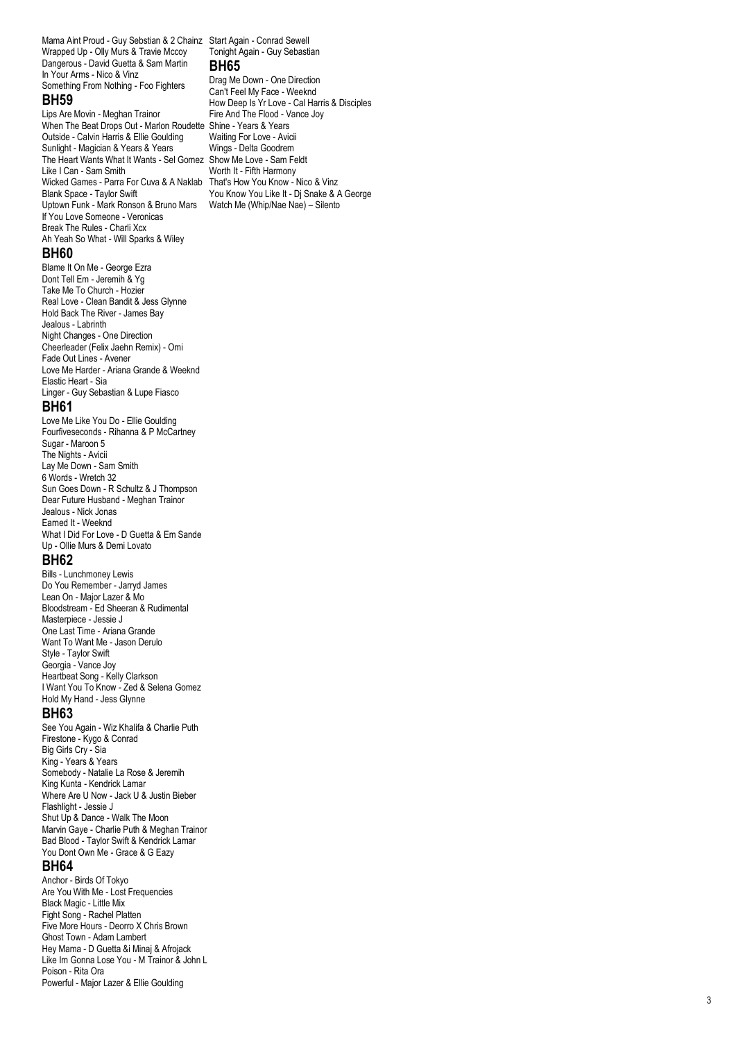Mama Aint Proud - Guy Sebstian & 2 Chainz
Wrapped Up - Olly Murs & Travie Mccoy
Dangerous - David Guetta & Sam Martin
In Your Arms - Nico & Vinz
Something From Nothing - Foo Fighters

## BH59

Lips Are Movin - Meghan Trainor
When The Beat Drops Out - Marlon Roudette
Outside - Calvin Harris & Ellie Goulding
Sunlight - Magician & Years & Years
The Heart Wants What It Wants - Sel Gomez
Like I Can - Sam Smith
Wicked Games - Parra For Cuva & A Naklab
Blank Space - Taylor Swift
Uptown Funk - Mark Ronson & Bruno Mars
If You Love Someone - Veronicas
Break The Rules - Charli Xcx
Ah Yeah So What - Will Sparks & Wiley

## BH60

Blame It On Me - George Ezra
Dont Tell Em - Jeremih & Yg
Take Me To Church - Hozier
Real Love - Clean Bandit & Jess Glynne
Hold Back The River - James Bay
Jealous - Labrinth
Night Changes - One Direction
Cheerleader (Felix Jaehn Remix) - Omi
Fade Out Lines - Avener
Love Me Harder - Ariana Grande & Weeknd
Elastic Heart - Sia
Linger - Guy Sebastian & Lupe Fiasco

## BH61

Love Me Like You Do - Ellie Goulding
Fourfiveseconds - Rihanna & P McCartney
Sugar - Maroon 5
The Nights - Avicii
Lay Me Down - Sam Smith
6 Words - Wretch 32
Sun Goes Down - R Schultz & J Thompson
Dear Future Husband - Meghan Trainor
Jealous - Nick Jonas
Earned It - Weeknd
What I Did For Love - D Guetta & Em Sande
Up - Ollie Murs & Demi Lovato

## BH62

Bills - Lunchmoney Lewis
Do You Remember - Jarryd James
Lean On - Major Lazer & Mo
Bloodstream - Ed Sheeran & Rudimental
Masterpiece - Jessie J
One Last Time - Ariana Grande
Want To Want Me - Jason Derulo
Style - Taylor Swift
Georgia - Vance Joy
Heartbeat Song - Kelly Clarkson
I Want You To Know - Zed & Selena Gomez
Hold My Hand - Jess Glynne

## BH63

See You Again - Wiz Khalifa & Charlie Puth
Firestone - Kygo & Conrad
Big Girls Cry - Sia
King - Years & Years
Somebody - Natalie La Rose & Jeremih
King Kunta - Kendrick Lamar
Where Are U Now - Jack U & Justin Bieber
Flashlight - Jessie J
Shut Up & Dance - Walk The Moon
Marvin Gaye - Charlie Puth & Meghan Trainor
Bad Blood - Taylor Swift & Kendrick Lamar
You Dont Own Me - Grace & G Eazy

## BH64

Anchor - Birds Of Tokyo
Are You With Me - Lost Frequencies
Black Magic - Little Mix
Fight Song - Rachel Platten
Five More Hours - Deorro X Chris Brown
Ghost Town - Adam Lambert
Hey Mama - D Guetta &i Minaj & Afrojack
Like Im Gonna Lose You - M Trainor & John L
Poison - Rita Ora
Powerful - Major Lazer & Ellie Goulding
Start Again - Conrad Sewell
Tonight Again - Guy Sebastian

## BH65

Drag Me Down - One Direction
Can't Feel My Face - Weeknd
How Deep Is Yr Love - Cal Harris & Disciples
Fire And The Flood - Vance Joy
Shine - Years & Years
Waiting For Love - Avicii
Wings - Delta Goodrem
Show Me Love - Sam Feldt
Worth It - Fifth Harmony
That's How You Know - Nico & Vinz
You Know You Like It - Dj Snake & A George
Watch Me (Whip/Nae Nae) – Silento